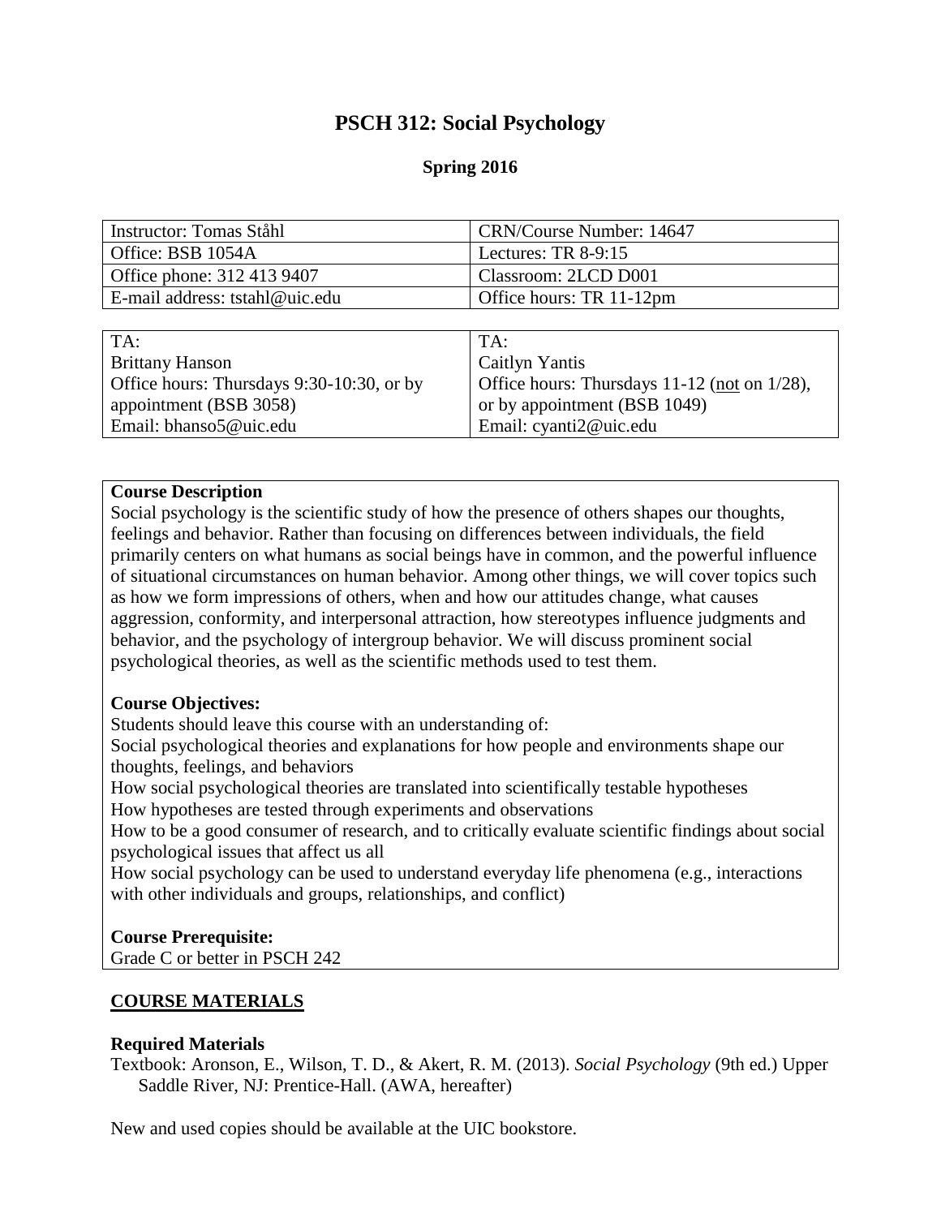# PSCH 312: Social Psychology

### Spring 2016

| Instructor: Tomas Ståhl | CRN/Course Number: 14647 |
| --- | --- |
| Office: BSB 1054A | Lectures: TR 8-9:15 |
| Office phone: 312 413 9407 | Classroom: 2LCD D001 |
| E-mail address: tstahl@uic.edu | Office hours: TR 11-12pm |

| TA: | TA: |
| --- | --- |
| Brittany Hanson | Caitlyn Yantis |
| Office hours: Thursdays 9:30-10:30, or by appointment (BSB 3058) | Office hours: Thursdays 11-12 (not on 1/28), or by appointment (BSB 1049) |
| Email: bhanso5@uic.edu | Email: cyanti2@uic.edu |

**Course Description**

Social psychology is the scientific study of how the presence of others shapes our thoughts, feelings and behavior. Rather than focusing on differences between individuals, the field primarily centers on what humans as social beings have in common, and the powerful influence of situational circumstances on human behavior. Among other things, we will cover topics such as how we form impressions of others, when and how our attitudes change, what causes aggression, conformity, and interpersonal attraction, how stereotypes influence judgments and behavior, and the psychology of intergroup behavior. We will discuss prominent social psychological theories, as well as the scientific methods used to test them.

**Course Objectives:**

Students should leave this course with an understanding of:

Social psychological theories and explanations for how people and environments shape our thoughts, feelings, and behaviors

How social psychological theories are translated into scientifically testable hypotheses

How hypotheses are tested through experiments and observations

How to be a good consumer of research, and to critically evaluate scientific findings about social psychological issues that affect us all

How social psychology can be used to understand everyday life phenomena (e.g., interactions with other individuals and groups, relationships, and conflict)

**Course Prerequisite:**

Grade C or better in PSCH 242

## COURSE MATERIALS

**Required Materials**

Textbook: Aronson, E., Wilson, T. D., & Akert, R. M. (2013). *Social Psychology* (9th ed.) Upper Saddle River, NJ: Prentice-Hall. (AWA, hereafter)

New and used copies should be available at the UIC bookstore.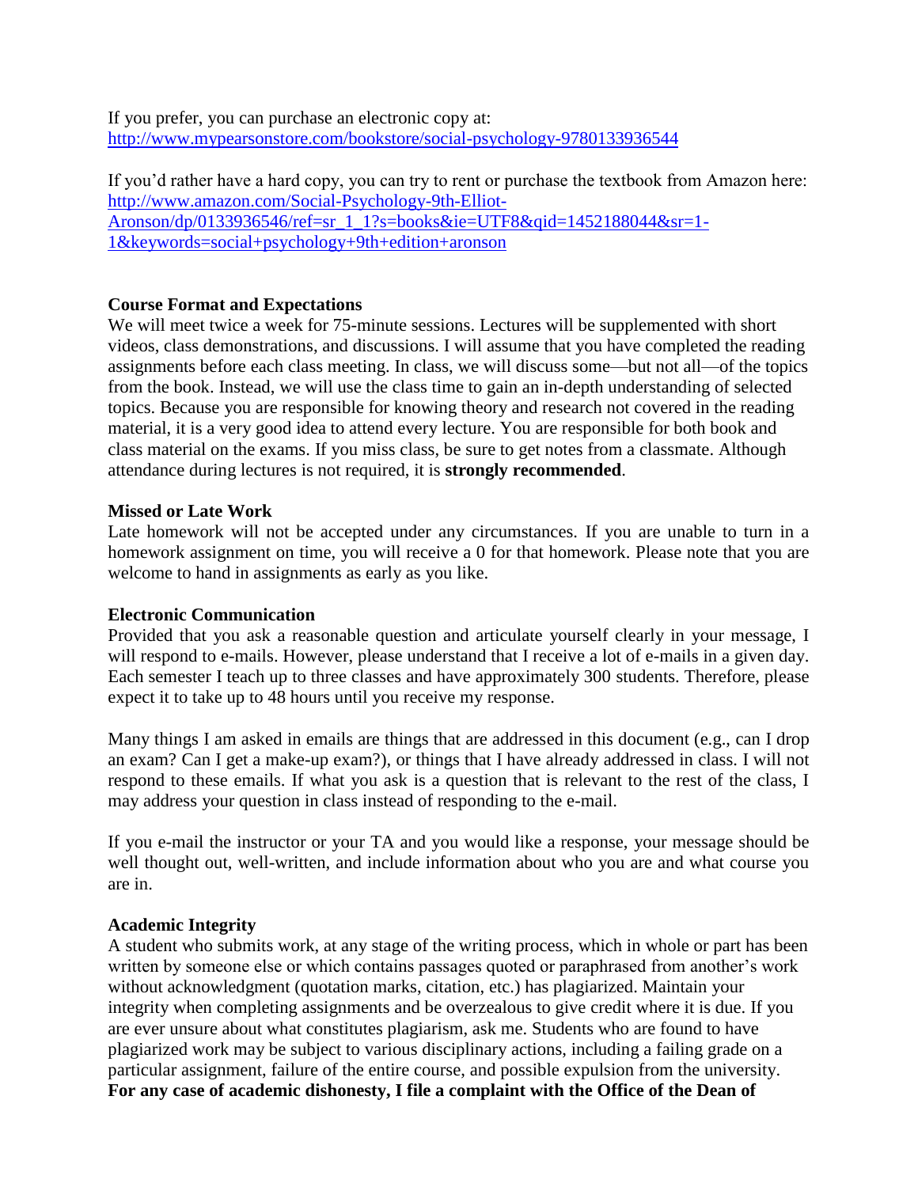If you prefer, you can purchase an electronic copy at:
[http://www.mypearsonstore.com/bookstore/social-psychology-9780133936544](http://www.mypearsonstore.com/bookstore/social-psychology-9780133936544)

If you'd rather have a hard copy, you can try to rent or purchase the textbook from Amazon here:
[http://www.amazon.com/Social-Psychology-9th-Elliot-Aronson/dp/0133936546/ref=sr_1_1?s=books&ie=UTF8&qid=1452188044&sr=1-1&keywords=social+psychology+9th+edition+aronson](http://www.amazon.com/Social-Psychology-9th-Elliot-Aronson/dp/0133936546/ref=sr_1_1?s=books&ie=UTF8&qid=1452188044&sr=1-1&keywords=social+psychology+9th+edition+aronson)

**Course Format and Expectations**

We will meet twice a week for 75-minute sessions. Lectures will be supplemented with short videos, class demonstrations, and discussions. I will assume that you have completed the reading assignments before each class meeting. In class, we will discuss some—but not all—of the topics from the book. Instead, we will use the class time to gain an in-depth understanding of selected topics. Because you are responsible for knowing theory and research not covered in the reading material, it is a very good idea to attend every lecture. You are responsible for both book and class material on the exams. If you miss class, be sure to get notes from a classmate. Although attendance during lectures is not required, it is **strongly recommended**.

**Missed or Late Work**

Late homework will not be accepted under any circumstances. If you are unable to turn in a homework assignment on time, you will receive a 0 for that homework. Please note that you are welcome to hand in assignments as early as you like.

**Electronic Communication**

Provided that you ask a reasonable question and articulate yourself clearly in your message, I will respond to e-mails. However, please understand that I receive a lot of e-mails in a given day. Each semester I teach up to three classes and have approximately 300 students. Therefore, please expect it to take up to 48 hours until you receive my response.

Many things I am asked in emails are things that are addressed in this document (e.g., can I drop an exam? Can I get a make-up exam?), or things that I have already addressed in class. I will not respond to these emails. If what you ask is a question that is relevant to the rest of the class, I may address your question in class instead of responding to the e-mail.

If you e-mail the instructor or your TA and you would like a response, your message should be well thought out, well-written, and include information about who you are and what course you are in.

**Academic Integrity**

A student who submits work, at any stage of the writing process, which in whole or part has been written by someone else or which contains passages quoted or paraphrased from another's work without acknowledgment (quotation marks, citation, etc.) has plagiarized. Maintain your integrity when completing assignments and be overzealous to give credit where it is due. If you are ever unsure about what constitutes plagiarism, ask me. Students who are found to have plagiarized work may be subject to various disciplinary actions, including a failing grade on a particular assignment, failure of the entire course, and possible expulsion from the university. **For any case of academic dishonesty, I file a complaint with the Office of the Dean of**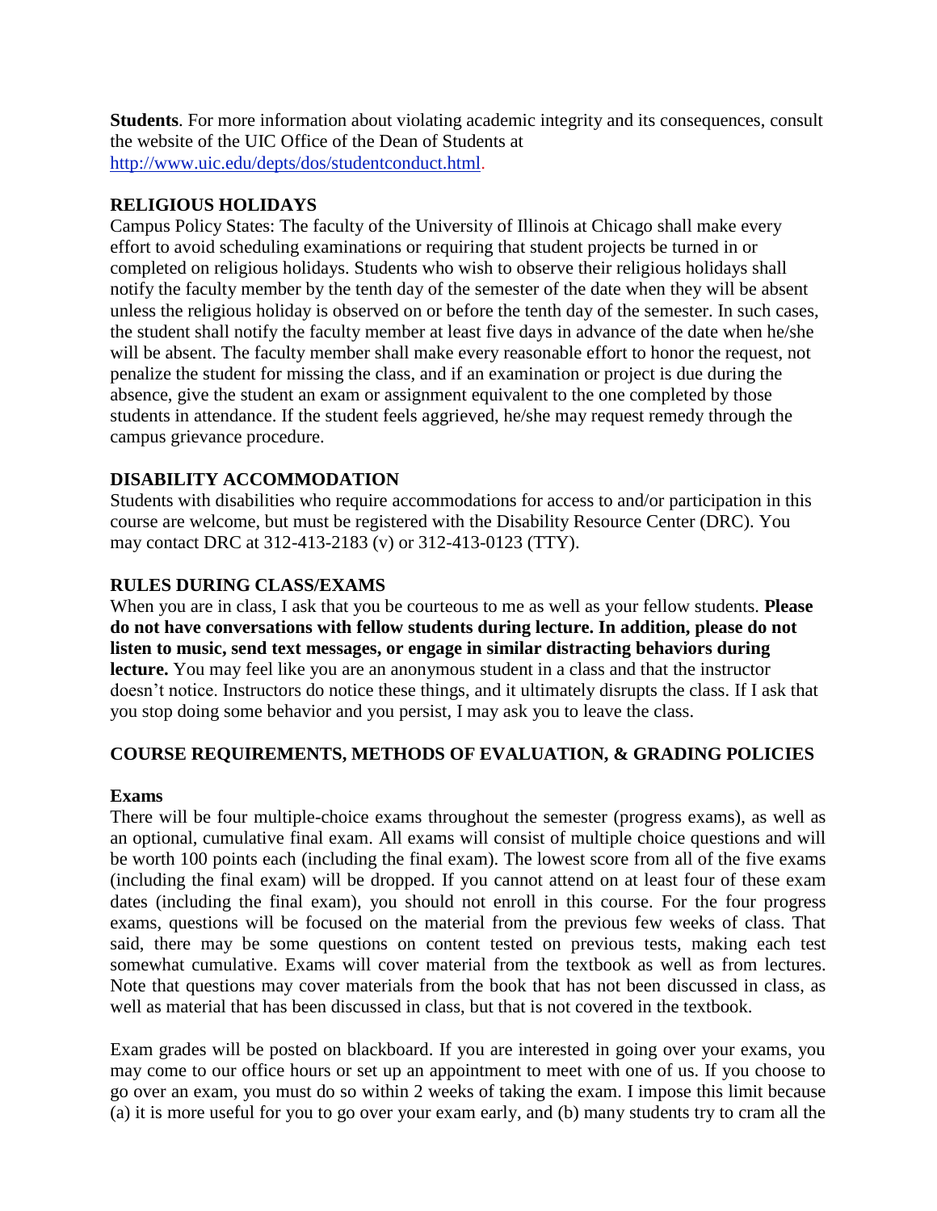**Students**. For more information about violating academic integrity and its consequences, consult the website of the UIC Office of the Dean of Students at [http://www.uic.edu/depts/dos/studentconduct.html](http://www.uic.edu/depts/dos/studentconduct.html).

## RELIGIOUS HOLIDAYS

Campus Policy States: The faculty of the University of Illinois at Chicago shall make every effort to avoid scheduling examinations or requiring that student projects be turned in or completed on religious holidays. Students who wish to observe their religious holidays shall notify the faculty member by the tenth day of the semester of the date when they will be absent unless the religious holiday is observed on or before the tenth day of the semester. In such cases, the student shall notify the faculty member at least five days in advance of the date when he/she will be absent. The faculty member shall make every reasonable effort to honor the request, not penalize the student for missing the class, and if an examination or project is due during the absence, give the student an exam or assignment equivalent to the one completed by those students in attendance. If the student feels aggrieved, he/she may request remedy through the campus grievance procedure.

## DISABILITY ACCOMMODATION

Students with disabilities who require accommodations for access to and/or participation in this course are welcome, but must be registered with the Disability Resource Center (DRC). You may contact DRC at 312-413-2183 (v) or 312-413-0123 (TTY).

## RULES DURING CLASS/EXAMS

When you are in class, I ask that you be courteous to me as well as your fellow students. **Please do not have conversations with fellow students during lecture. In addition, please do not listen to music, send text messages, or engage in similar distracting behaviors during lecture.** You may feel like you are an anonymous student in a class and that the instructor doesn't notice. Instructors do notice these things, and it ultimately disrupts the class. If I ask that you stop doing some behavior and you persist, I may ask you to leave the class.

## COURSE REQUIREMENTS, METHODS OF EVALUATION, & GRADING POLICIES

### Exams

There will be four multiple-choice exams throughout the semester (progress exams), as well as an optional, cumulative final exam. All exams will consist of multiple choice questions and will be worth 100 points each (including the final exam). The lowest score from all of the five exams (including the final exam) will be dropped. If you cannot attend on at least four of these exam dates (including the final exam), you should not enroll in this course. For the four progress exams, questions will be focused on the material from the previous few weeks of class. That said, there may be some questions on content tested on previous tests, making each test somewhat cumulative. Exams will cover material from the textbook as well as from lectures. Note that questions may cover materials from the book that has not been discussed in class, as well as material that has been discussed in class, but that is not covered in the textbook.

Exam grades will be posted on blackboard. If you are interested in going over your exams, you may come to our office hours or set up an appointment to meet with one of us. If you choose to go over an exam, you must do so within 2 weeks of taking the exam. I impose this limit because (a) it is more useful for you to go over your exam early, and (b) many students try to cram all the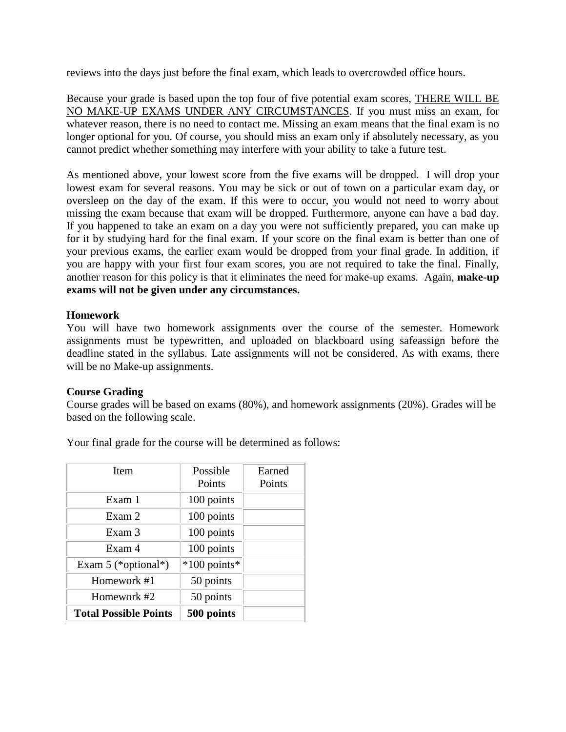reviews into the days just before the final exam, which leads to overcrowded office hours.

Because your grade is based upon the top four of five potential exam scores, <u>THERE WILL BE NO MAKE-UP EXAMS UNDER ANY CIRCUMSTANCES</u>. If you must miss an exam, for whatever reason, there is no need to contact me. Missing an exam means that the final exam is no longer optional for you. Of course, you should miss an exam only if absolutely necessary, as you cannot predict whether something may interfere with your ability to take a future test.

As mentioned above, your lowest score from the five exams will be dropped. I will drop your lowest exam for several reasons. You may be sick or out of town on a particular exam day, or oversleep on the day of the exam. If this were to occur, you would not need to worry about missing the exam because that exam will be dropped. Furthermore, anyone can have a bad day. If you happened to take an exam on a day you were not sufficiently prepared, you can make up for it by studying hard for the final exam. If your score on the final exam is better than one of your previous exams, the earlier exam would be dropped from your final grade. In addition, if you are happy with your first four exam scores, you are not required to take the final. Finally, another reason for this policy is that it eliminates the need for make-up exams. Again, **make-up exams will not be given under any circumstances.**

**Homework**

You will have two homework assignments over the course of the semester. Homework assignments must be typewritten, and uploaded on blackboard using safeassign before the deadline stated in the syllabus. Late assignments will not be considered. As with exams, there will be no Make-up assignments.

**Course Grading**

Course grades will be based on exams (80%), and homework assignments (20%). Grades will be based on the following scale.

Your final grade for the course will be determined as follows:

| Item | Possible Points | Earned Points |
|---|---|---|
| Exam 1 | 100 points | |
| Exam 2 | 100 points | |
| Exam 3 | 100 points | |
| Exam 4 | 100 points | |
| Exam 5 (*optional*) | *100 points* | |
| Homework #1 | 50 points | |
| Homework #2 | 50 points | |
| **Total Possible Points** | **500 points** | |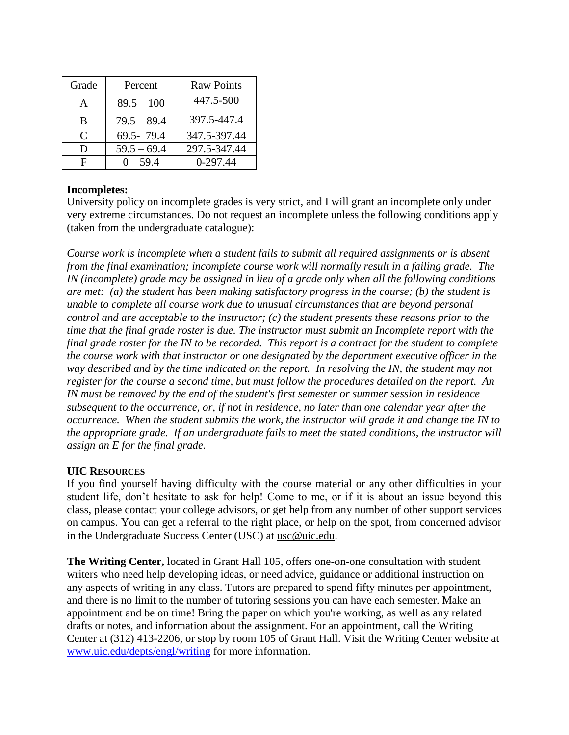| Grade | Percent | Raw Points |
|---|---|---|
| A | 89.5 – 100 | 447.5-500 |
| B | 79.5 – 89.4 | 397.5-447.4 |
| C | 69.5- 79.4 | 347.5-397.44 |
| D | 59.5 – 69.4 | 297.5-347.44 |
| F | 0 – 59.4 | 0-297.44 |

**Incompletes:**

University policy on incomplete grades is very strict, and I will grant an incomplete only under very extreme circumstances. Do not request an incomplete unless the following conditions apply (taken from the undergraduate catalogue):

*Course work is incomplete when a student fails to submit all required assignments or is absent from the final examination; incomplete course work will normally result in a failing grade. The IN (incomplete) grade may be assigned in lieu of a grade only when all the following conditions are met: (a) the student has been making satisfactory progress in the course; (b) the student is unable to complete all course work due to unusual circumstances that are beyond personal control and are acceptable to the instructor; (c) the student presents these reasons prior to the time that the final grade roster is due. The instructor must submit an Incomplete report with the final grade roster for the IN to be recorded. This report is a contract for the student to complete the course work with that instructor or one designated by the department executive officer in the way described and by the time indicated on the report. In resolving the IN, the student may not register for the course a second time, but must follow the procedures detailed on the report. An IN must be removed by the end of the student's first semester or summer session in residence subsequent to the occurrence, or, if not in residence, no later than one calendar year after the occurrence. When the student submits the work, the instructor will grade it and change the IN to the appropriate grade. If an undergraduate fails to meet the stated conditions, the instructor will assign an E for the final grade.*

**UIC RESOURCES**

If you find yourself having difficulty with the course material or any other difficulties in your student life, don't hesitate to ask for help! Come to me, or if it is about an issue beyond this class, please contact your college advisors, or get help from any number of other support services on campus. You can get a referral to the right place, or help on the spot, from concerned advisor in the Undergraduate Success Center (USC) at usc@uic.edu.

**The Writing Center,** located in Grant Hall 105, offers one-on-one consultation with student writers who need help developing ideas, or need advice, guidance or additional instruction on any aspects of writing in any class. Tutors are prepared to spend fifty minutes per appointment, and there is no limit to the number of tutoring sessions you can have each semester. Make an appointment and be on time! Bring the paper on which you're working, as well as any related drafts or notes, and information about the assignment. For an appointment, call the Writing Center at (312) 413-2206, or stop by room 105 of Grant Hall. Visit the Writing Center website at www.uic.edu/depts/engl/writing for more information.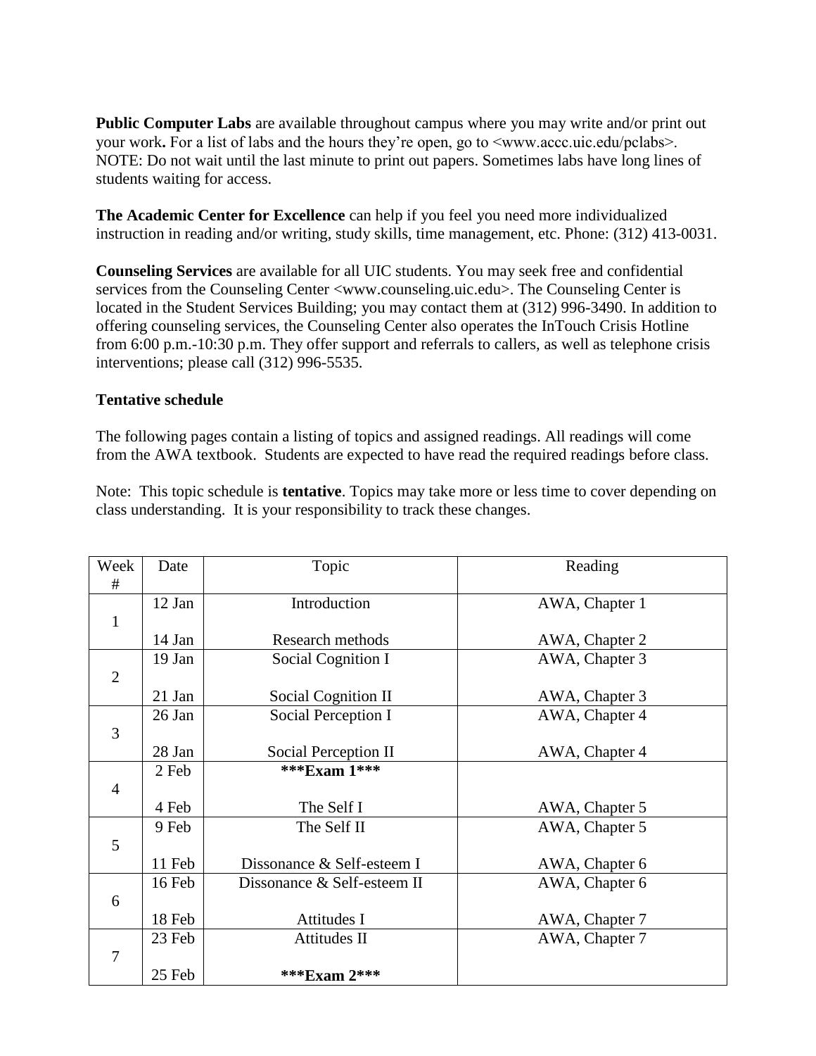**Public Computer Labs** are available throughout campus where you may write and/or print out your work**.** For a list of labs and the hours they're open, go to <www.accc.uic.edu/pclabs>. NOTE: Do not wait until the last minute to print out papers. Sometimes labs have long lines of students waiting for access.

**The Academic Center for Excellence** can help if you feel you need more individualized instruction in reading and/or writing, study skills, time management, etc. Phone: (312) 413-0031.

**Counseling Services** are available for all UIC students. You may seek free and confidential services from the Counseling Center <www.counseling.uic.edu>. The Counseling Center is located in the Student Services Building; you may contact them at (312) 996-3490. In addition to offering counseling services, the Counseling Center also operates the InTouch Crisis Hotline from 6:00 p.m.-10:30 p.m. They offer support and referrals to callers, as well as telephone crisis interventions; please call (312) 996-5535.

**Tentative schedule**

The following pages contain a listing of topics and assigned readings. All readings will come from the AWA textbook. Students are expected to have read the required readings before class.

Note: This topic schedule is **tentative**. Topics may take more or less time to cover depending on class understanding. It is your responsibility to track these changes.

| Week # | Date | Topic | Reading |
|---|---|---|---|
| 1 | 12 Jan | Introduction | AWA, Chapter 1 |
| | 14 Jan | Research methods | AWA, Chapter 2 |
| 2 | 19 Jan | Social Cognition I | AWA, Chapter 3 |
| | 21 Jan | Social Cognition II | AWA, Chapter 3 |
| 3 | 26 Jan | Social Perception I | AWA, Chapter 4 |
| | 28 Jan | Social Perception II | AWA, Chapter 4 |
| 4 | 2 Feb | **\*\*\*Exam 1\*\*\*** | |
| | 4 Feb | The Self I | AWA, Chapter 5 |
| 5 | 9 Feb | The Self II | AWA, Chapter 5 |
| | 11 Feb | Dissonance & Self-esteem I | AWA, Chapter 6 |
| 6 | 16 Feb | Dissonance & Self-esteem II | AWA, Chapter 6 |
| | 18 Feb | Attitudes I | AWA, Chapter 7 |
| 7 | 23 Feb | Attitudes II | AWA, Chapter 7 |
| | 25 Feb | **\*\*\*Exam 2\*\*\*** | |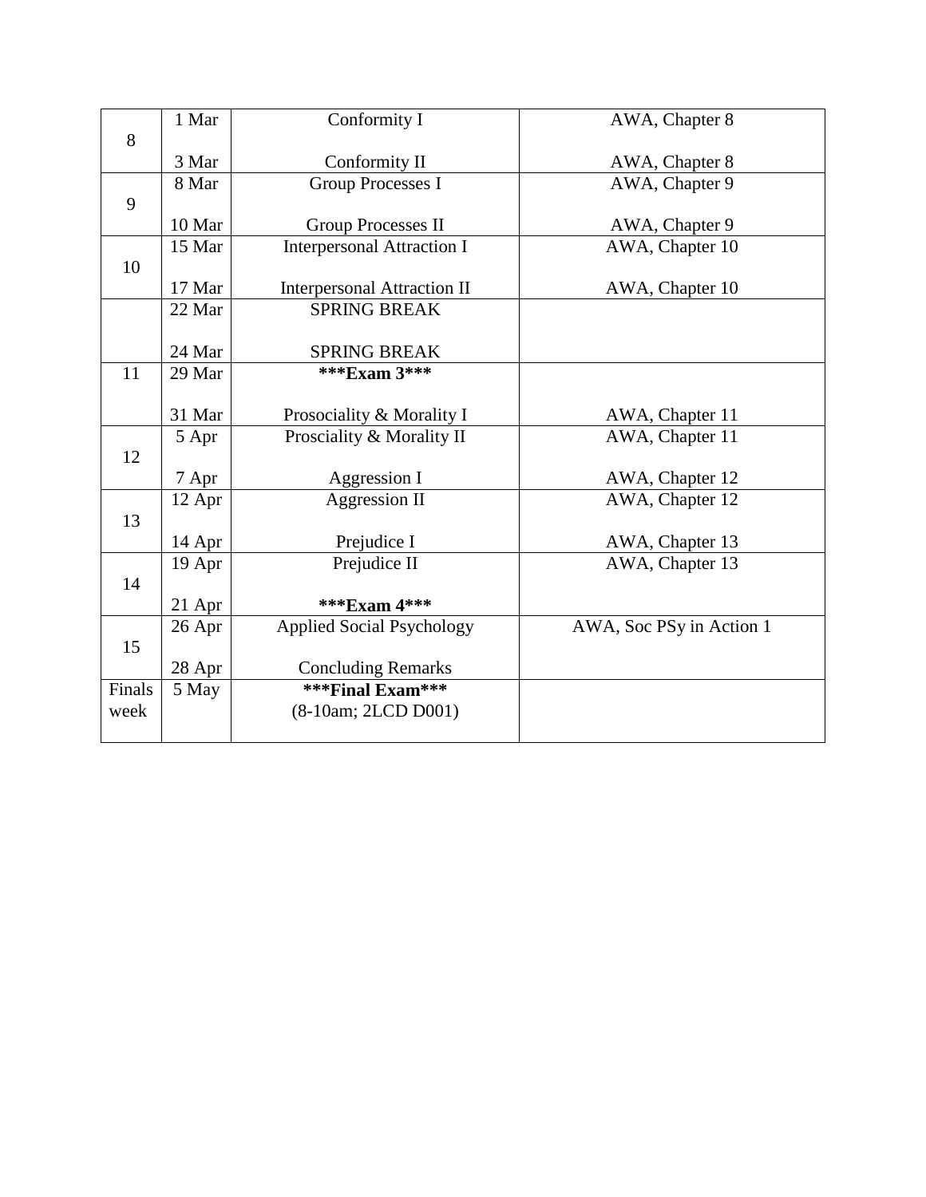| | | | |
|---|---|---|---|
| 8 | 1 Mar | Conformity I | AWA, Chapter 8 |
| | 3 Mar | Conformity II | AWA, Chapter 8 |
| 9 | 8 Mar | Group Processes I | AWA, Chapter 9 |
| | 10 Mar | Group Processes II | AWA, Chapter 9 |
| 10 | 15 Mar | Interpersonal Attraction I | AWA, Chapter 10 |
| | 17 Mar | Interpersonal Attraction II | AWA, Chapter 10 |
| | 22 Mar | SPRING BREAK | |
| | 24 Mar | SPRING BREAK | |
| 11 | 29 Mar | **\*\*\*Exam 3\*\*\*** | |
| | 31 Mar | Prosociality & Morality I | AWA, Chapter 11 |
| 12 | 5 Apr | Prosciality & Morality II | AWA, Chapter 11 |
| | 7 Apr | Aggression I | AWA, Chapter 12 |
| 13 | 12 Apr | Aggression II | AWA, Chapter 12 |
| | 14 Apr | Prejudice I | AWA, Chapter 13 |
| 14 | 19 Apr | Prejudice II | AWA, Chapter 13 |
| | 21 Apr | **\*\*\*Exam 4\*\*\*** | |
| 15 | 26 Apr | Applied Social Psychology | AWA, Soc PSy in Action 1 |
| | 28 Apr | Concluding Remarks | |
| Finals week | 5 May | **\*\*\*Final Exam\*\*\*** (8-10am; 2LCD D001) | |